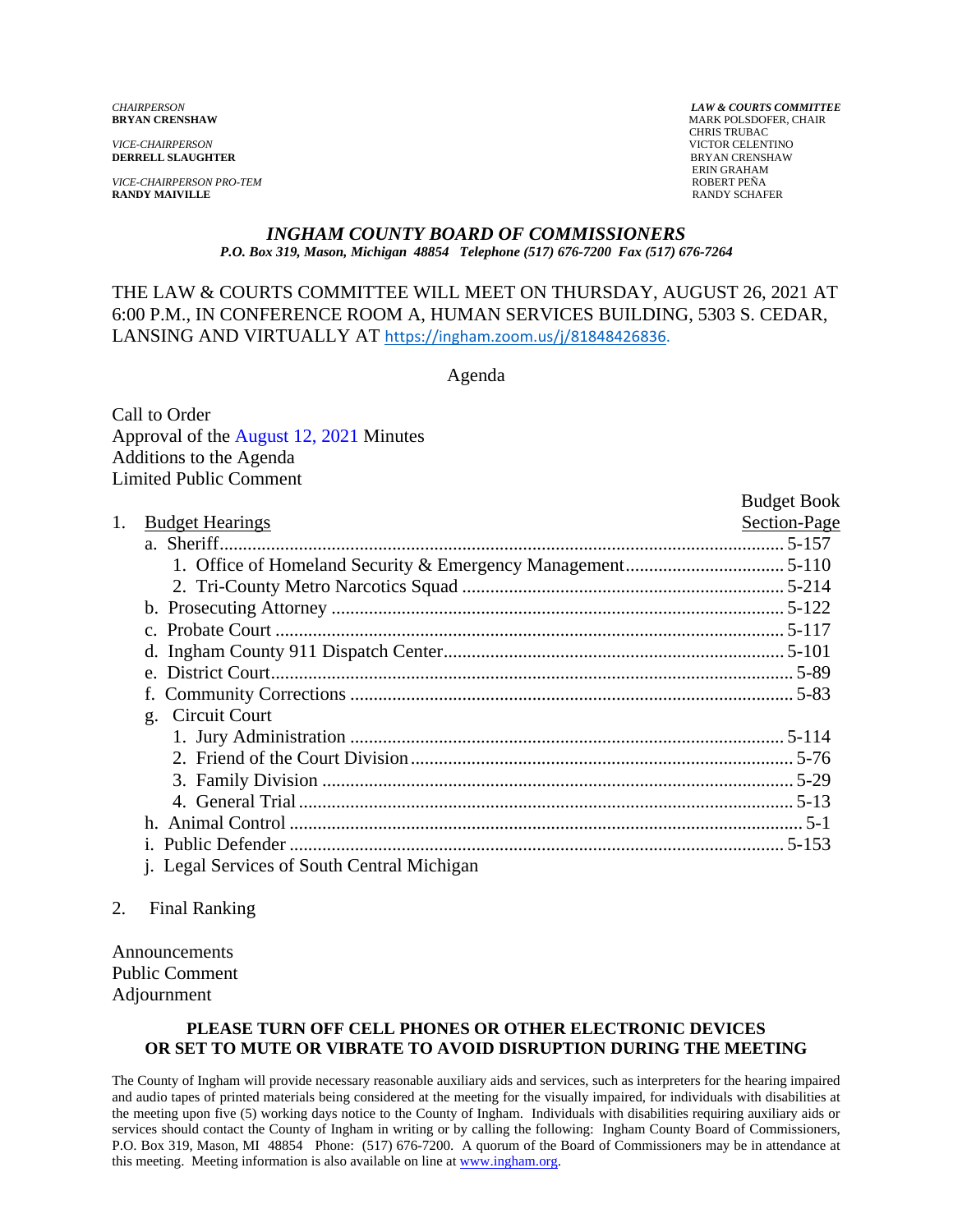*CHAIRPERSON*
**BRYAN CRENSHAW**

*VICE-CHAIRPERSON*
**DERRELL SLAUGHTER**

*VICE-CHAIRPERSON PRO-TEM*
**RANDY MAIVILLE**

***LAW & COURTS COMMITTEE***
MARK POLSDOFER, CHAIR
CHRIS TRUBAC
VICTOR CELENTINO
BRYAN CRENSHAW
ERIN GRAHAM
ROBERT PEÑA
RANDY SCHAFER

# *INGHAM COUNTY BOARD OF COMMISSIONERS*

*P.O. Box 319, Mason, Michigan 48854 Telephone (517) 676-7200 Fax (517) 676-7264*

THE LAW & COURTS COMMITTEE WILL MEET ON THURSDAY, AUGUST 26, 2021 AT 6:00 P.M., IN CONFERENCE ROOM A, HUMAN SERVICES BUILDING, 5303 S. CEDAR, LANSING AND VIRTUALLY AT https://ingham.zoom.us/j/81848426836.

Agenda

Call to Order
Approval of the August 12, 2021 Minutes
Additions to the Agenda
Limited Public Comment

| | Budget Book Section-Page |
|---|---|
| 1. Budget Hearings | |
| a. Sheriff | 5-157 |
| 1. Office of Homeland Security & Emergency Management | 5-110 |
| 2. Tri-County Metro Narcotics Squad | 5-214 |
| b. Prosecuting Attorney | 5-122 |
| c. Probate Court | 5-117 |
| d. Ingham County 911 Dispatch Center | 5-101 |
| e. District Court | 5-89 |
| f. Community Corrections | 5-83 |
| g. Circuit Court | |
| 1. Jury Administration | 5-114 |
| 2. Friend of the Court Division | 5-76 |
| 3. Family Division | 5-29 |
| 4. General Trial | 5-13 |
| h. Animal Control | 5-1 |
| i. Public Defender | 5-153 |
| j. Legal Services of South Central Michigan | |

2. Final Ranking

Announcements
Public Comment
Adjournment

**PLEASE TURN OFF CELL PHONES OR OTHER ELECTRONIC DEVICES OR SET TO MUTE OR VIBRATE TO AVOID DISRUPTION DURING THE MEETING**

The County of Ingham will provide necessary reasonable auxiliary aids and services, such as interpreters for the hearing impaired and audio tapes of printed materials being considered at the meeting for the visually impaired, for individuals with disabilities at the meeting upon five (5) working days notice to the County of Ingham. Individuals with disabilities requiring auxiliary aids or services should contact the County of Ingham in writing or by calling the following: Ingham County Board of Commissioners, P.O. Box 319, Mason, MI 48854 Phone: (517) 676-7200. A quorum of the Board of Commissioners may be in attendance at this meeting. Meeting information is also available on line at www.ingham.org.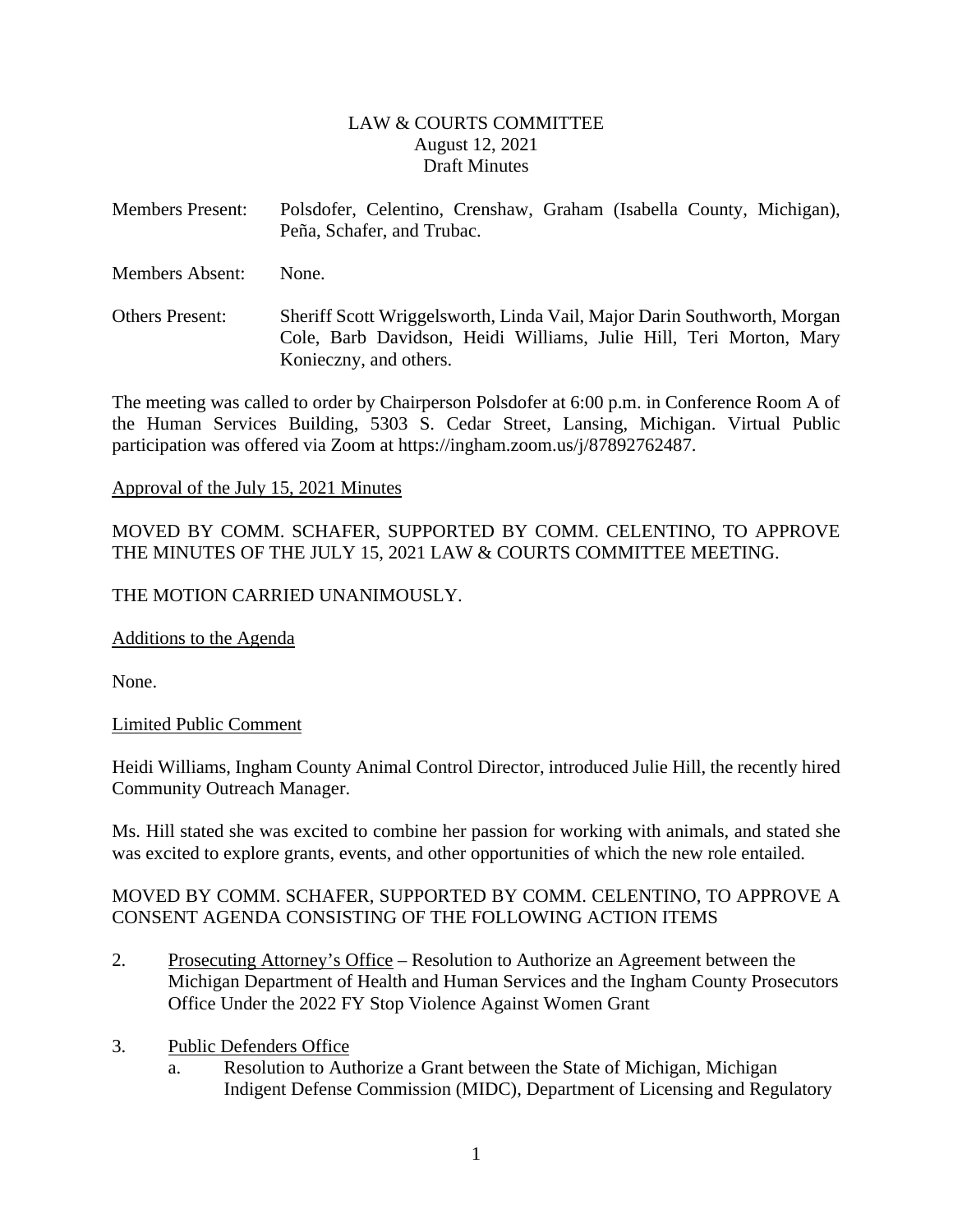LAW & COURTS COMMITTEE
August 12, 2021
Draft Minutes

Members Present: Polsdofer, Celentino, Crenshaw, Graham (Isabella County, Michigan), Peña, Schafer, and Trubac.

Members Absent: None.

Others Present: Sheriff Scott Wriggelsworth, Linda Vail, Major Darin Southworth, Morgan Cole, Barb Davidson, Heidi Williams, Julie Hill, Teri Morton, Mary Konieczny, and others.

The meeting was called to order by Chairperson Polsdofer at 6:00 p.m. in Conference Room A of the Human Services Building, 5303 S. Cedar Street, Lansing, Michigan. Virtual Public participation was offered via Zoom at https://ingham.zoom.us/j/87892762487.

Approval of the July 15, 2021 Minutes

MOVED BY COMM. SCHAFER, SUPPORTED BY COMM. CELENTINO, TO APPROVE THE MINUTES OF THE JULY 15, 2021 LAW & COURTS COMMITTEE MEETING.

THE MOTION CARRIED UNANIMOUSLY.

Additions to the Agenda

None.

Limited Public Comment

Heidi Williams, Ingham County Animal Control Director, introduced Julie Hill, the recently hired Community Outreach Manager.

Ms. Hill stated she was excited to combine her passion for working with animals, and stated she was excited to explore grants, events, and other opportunities of which the new role entailed.

MOVED BY COMM. SCHAFER, SUPPORTED BY COMM. CELENTINO, TO APPROVE A CONSENT AGENDA CONSISTING OF THE FOLLOWING ACTION ITEMS

2. Prosecuting Attorney's Office – Resolution to Authorize an Agreement between the Michigan Department of Health and Human Services and the Ingham County Prosecutors Office Under the 2022 FY Stop Violence Against Women Grant

3. Public Defenders Office
   a. Resolution to Authorize a Grant between the State of Michigan, Michigan Indigent Defense Commission (MIDC), Department of Licensing and Regulatory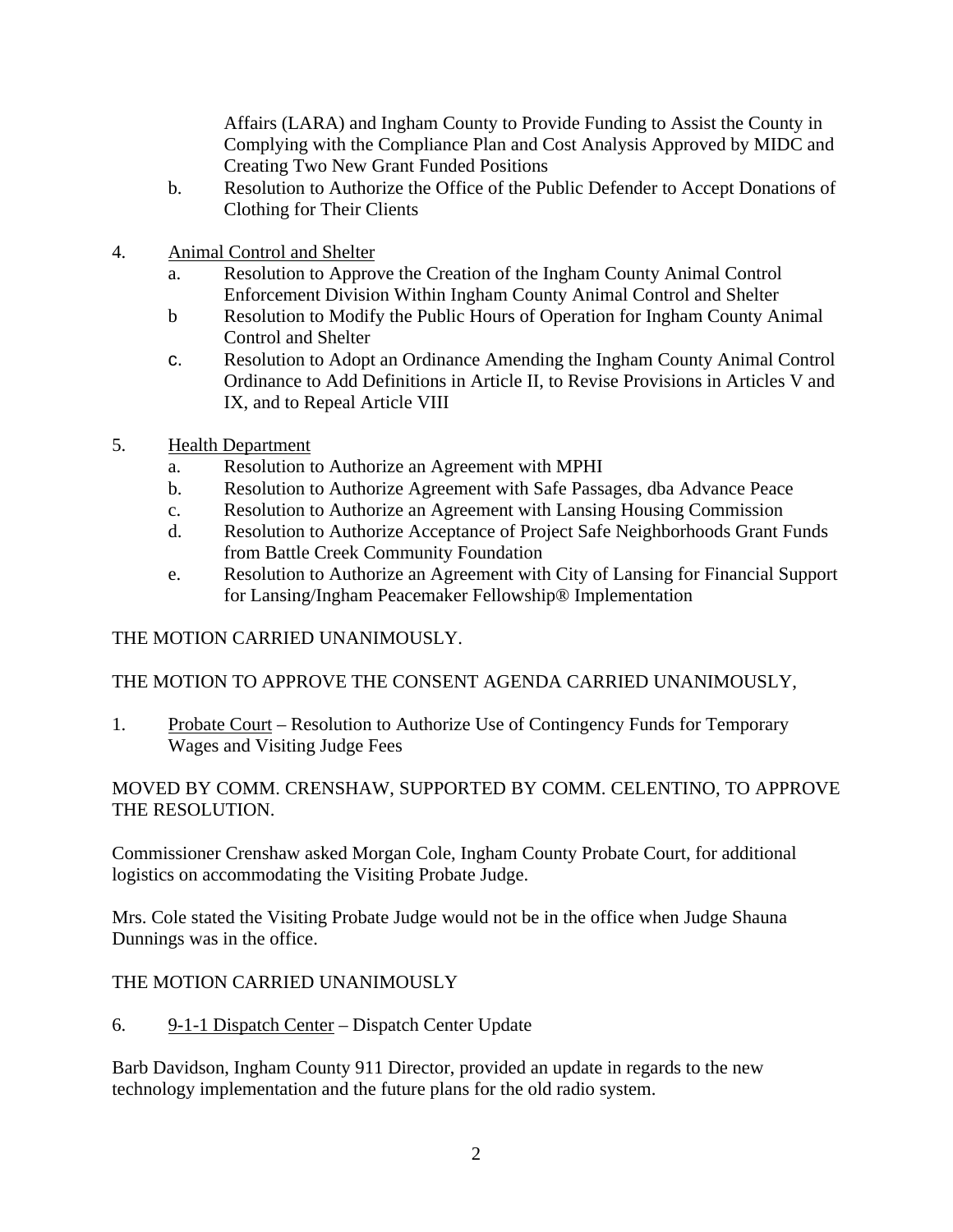Affairs (LARA) and Ingham County to Provide Funding to Assist the County in Complying with the Compliance Plan and Cost Analysis Approved by MIDC and Creating Two New Grant Funded Positions

   b. Resolution to Authorize the Office of the Public Defender to Accept Donations of Clothing for Their Clients

4. Animal Control and Shelter
   a. Resolution to Approve the Creation of the Ingham County Animal Control Enforcement Division Within Ingham County Animal Control and Shelter
   b Resolution to Modify the Public Hours of Operation for Ingham County Animal Control and Shelter
   c. Resolution to Adopt an Ordinance Amending the Ingham County Animal Control Ordinance to Add Definitions in Article II, to Revise Provisions in Articles V and IX, and to Repeal Article VIII

5. Health Department
   a. Resolution to Authorize an Agreement with MPHI
   b. Resolution to Authorize Agreement with Safe Passages, dba Advance Peace
   c. Resolution to Authorize an Agreement with Lansing Housing Commission
   d. Resolution to Authorize Acceptance of Project Safe Neighborhoods Grant Funds from Battle Creek Community Foundation
   e. Resolution to Authorize an Agreement with City of Lansing for Financial Support for Lansing/Ingham Peacemaker Fellowship® Implementation

THE MOTION CARRIED UNANIMOUSLY.

THE MOTION TO APPROVE THE CONSENT AGENDA CARRIED UNANIMOUSLY,

1. Probate Court – Resolution to Authorize Use of Contingency Funds for Temporary Wages and Visiting Judge Fees

MOVED BY COMM. CRENSHAW, SUPPORTED BY COMM. CELENTINO, TO APPROVE THE RESOLUTION.

Commissioner Crenshaw asked Morgan Cole, Ingham County Probate Court, for additional logistics on accommodating the Visiting Probate Judge.

Mrs. Cole stated the Visiting Probate Judge would not be in the office when Judge Shauna Dunnings was in the office.

THE MOTION CARRIED UNANIMOUSLY

6. 9-1-1 Dispatch Center – Dispatch Center Update

Barb Davidson, Ingham County 911 Director, provided an update in regards to the new technology implementation and the future plans for the old radio system.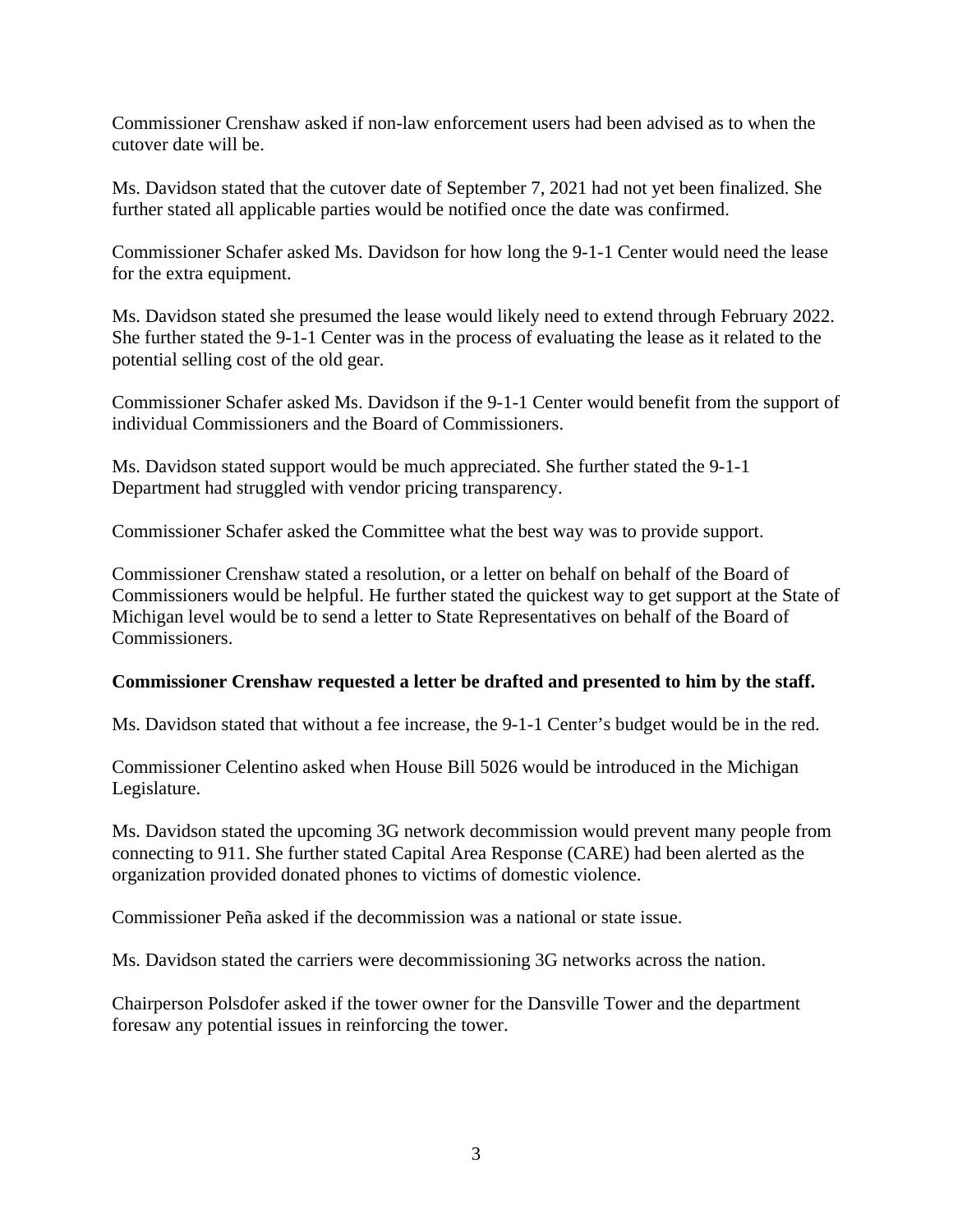Commissioner Crenshaw asked if non-law enforcement users had been advised as to when the cutover date will be.

Ms. Davidson stated that the cutover date of September 7, 2021 had not yet been finalized. She further stated all applicable parties would be notified once the date was confirmed.

Commissioner Schafer asked Ms. Davidson for how long the 9-1-1 Center would need the lease for the extra equipment.

Ms. Davidson stated she presumed the lease would likely need to extend through February 2022. She further stated the 9-1-1 Center was in the process of evaluating the lease as it related to the potential selling cost of the old gear.

Commissioner Schafer asked Ms. Davidson if the 9-1-1 Center would benefit from the support of individual Commissioners and the Board of Commissioners.

Ms. Davidson stated support would be much appreciated. She further stated the 9-1-1 Department had struggled with vendor pricing transparency.

Commissioner Schafer asked the Committee what the best way was to provide support.

Commissioner Crenshaw stated a resolution, or a letter on behalf on behalf of the Board of Commissioners would be helpful. He further stated the quickest way to get support at the State of Michigan level would be to send a letter to State Representatives on behalf of the Board of Commissioners.

**Commissioner Crenshaw requested a letter be drafted and presented to him by the staff.**

Ms. Davidson stated that without a fee increase, the 9-1-1 Center's budget would be in the red.

Commissioner Celentino asked when House Bill 5026 would be introduced in the Michigan Legislature.

Ms. Davidson stated the upcoming 3G network decommission would prevent many people from connecting to 911. She further stated Capital Area Response (CARE) had been alerted as the organization provided donated phones to victims of domestic violence.

Commissioner Peña asked if the decommission was a national or state issue.

Ms. Davidson stated the carriers were decommissioning 3G networks across the nation.

Chairperson Polsdofer asked if the tower owner for the Dansville Tower and the department foresaw any potential issues in reinforcing the tower.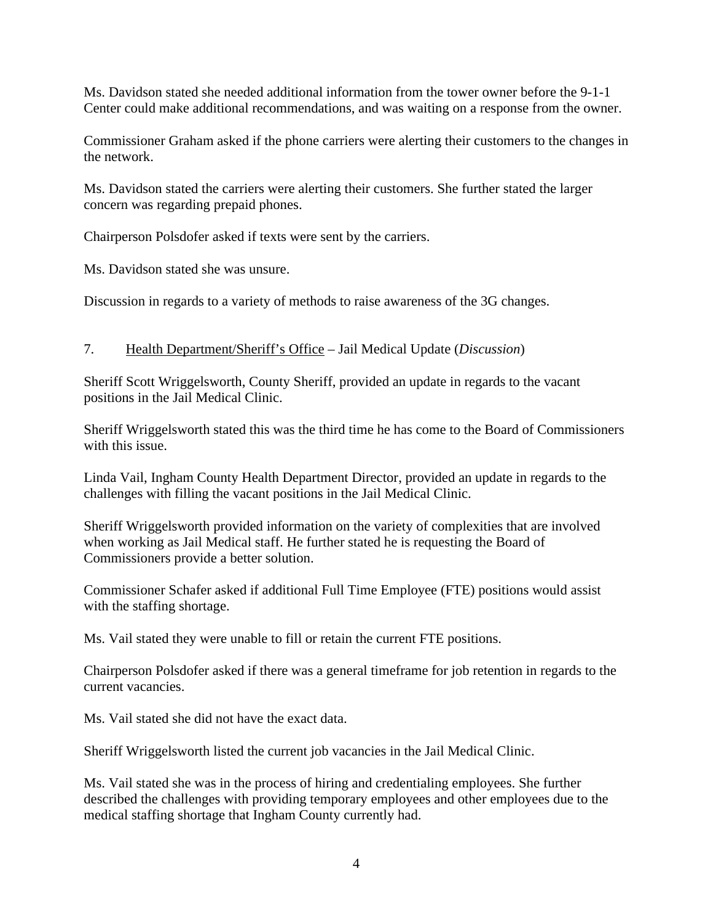Ms. Davidson stated she needed additional information from the tower owner before the 9-1-1 Center could make additional recommendations, and was waiting on a response from the owner.

Commissioner Graham asked if the phone carriers were alerting their customers to the changes in the network.

Ms. Davidson stated the carriers were alerting their customers. She further stated the larger concern was regarding prepaid phones.

Chairperson Polsdofer asked if texts were sent by the carriers.

Ms. Davidson stated she was unsure.

Discussion in regards to a variety of methods to raise awareness of the 3G changes.

7. <u>Health Department/Sheriff's Office</u> – Jail Medical Update (*Discussion*)

Sheriff Scott Wriggelsworth, County Sheriff, provided an update in regards to the vacant positions in the Jail Medical Clinic.

Sheriff Wriggelsworth stated this was the third time he has come to the Board of Commissioners with this issue.

Linda Vail, Ingham County Health Department Director, provided an update in regards to the challenges with filling the vacant positions in the Jail Medical Clinic.

Sheriff Wriggelsworth provided information on the variety of complexities that are involved when working as Jail Medical staff. He further stated he is requesting the Board of Commissioners provide a better solution.

Commissioner Schafer asked if additional Full Time Employee (FTE) positions would assist with the staffing shortage.

Ms. Vail stated they were unable to fill or retain the current FTE positions.

Chairperson Polsdofer asked if there was a general timeframe for job retention in regards to the current vacancies.

Ms. Vail stated she did not have the exact data.

Sheriff Wriggelsworth listed the current job vacancies in the Jail Medical Clinic.

Ms. Vail stated she was in the process of hiring and credentialing employees. She further described the challenges with providing temporary employees and other employees due to the medical staffing shortage that Ingham County currently had.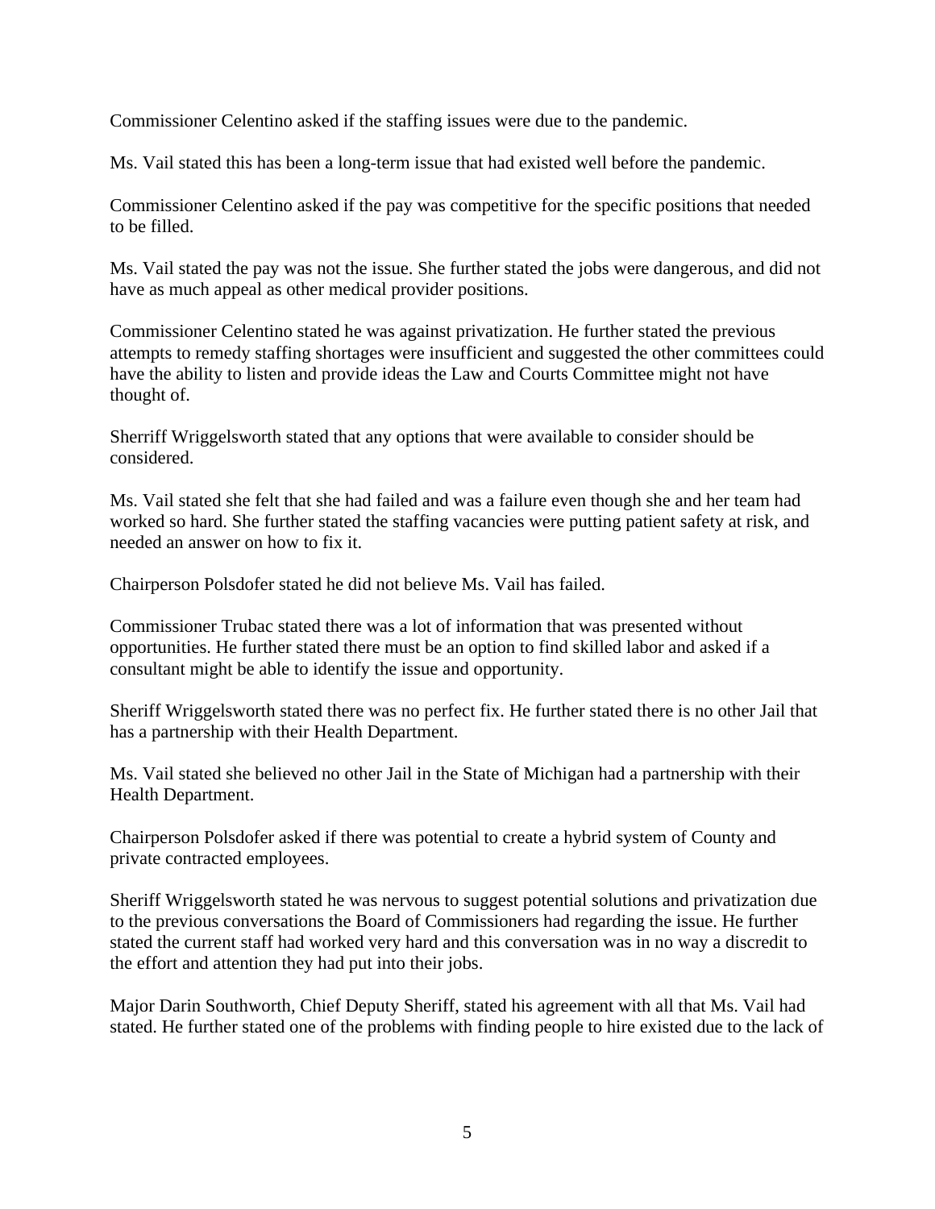Commissioner Celentino asked if the staffing issues were due to the pandemic.

Ms. Vail stated this has been a long-term issue that had existed well before the pandemic.

Commissioner Celentino asked if the pay was competitive for the specific positions that needed to be filled.

Ms. Vail stated the pay was not the issue. She further stated the jobs were dangerous, and did not have as much appeal as other medical provider positions.

Commissioner Celentino stated he was against privatization. He further stated the previous attempts to remedy staffing shortages were insufficient and suggested the other committees could have the ability to listen and provide ideas the Law and Courts Committee might not have thought of.

Sherriff Wriggelsworth stated that any options that were available to consider should be considered.

Ms. Vail stated she felt that she had failed and was a failure even though she and her team had worked so hard. She further stated the staffing vacancies were putting patient safety at risk, and needed an answer on how to fix it.

Chairperson Polsdofer stated he did not believe Ms. Vail has failed.

Commissioner Trubac stated there was a lot of information that was presented without opportunities. He further stated there must be an option to find skilled labor and asked if a consultant might be able to identify the issue and opportunity.

Sheriff Wriggelsworth stated there was no perfect fix. He further stated there is no other Jail that has a partnership with their Health Department.

Ms. Vail stated she believed no other Jail in the State of Michigan had a partnership with their Health Department.

Chairperson Polsdofer asked if there was potential to create a hybrid system of County and private contracted employees.

Sheriff Wriggelsworth stated he was nervous to suggest potential solutions and privatization due to the previous conversations the Board of Commissioners had regarding the issue. He further stated the current staff had worked very hard and this conversation was in no way a discredit to the effort and attention they had put into their jobs.

Major Darin Southworth, Chief Deputy Sheriff, stated his agreement with all that Ms. Vail had stated. He further stated one of the problems with finding people to hire existed due to the lack of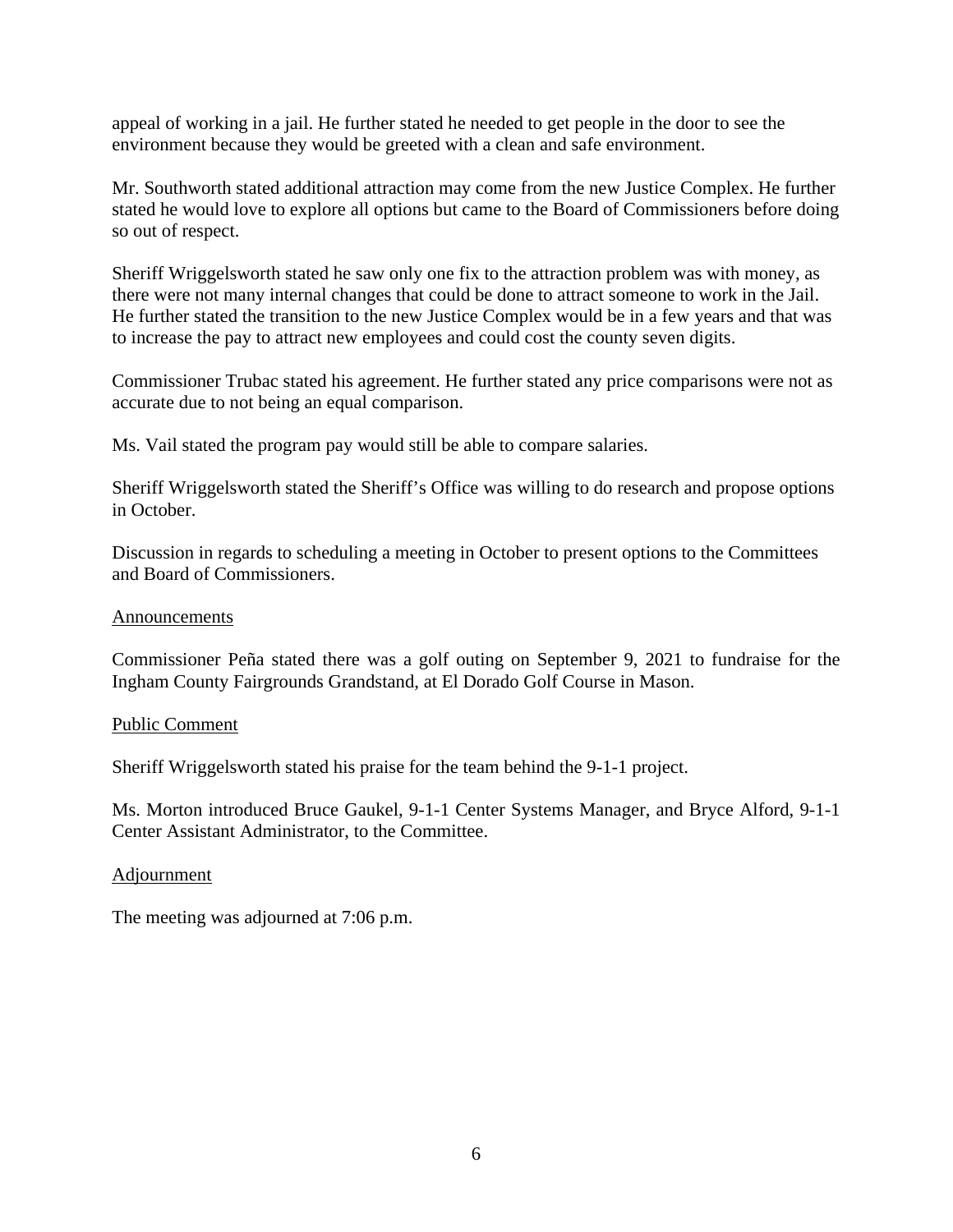appeal of working in a jail. He further stated he needed to get people in the door to see the environment because they would be greeted with a clean and safe environment.

Mr. Southworth stated additional attraction may come from the new Justice Complex. He further stated he would love to explore all options but came to the Board of Commissioners before doing so out of respect.

Sheriff Wriggelsworth stated he saw only one fix to the attraction problem was with money, as there were not many internal changes that could be done to attract someone to work in the Jail. He further stated the transition to the new Justice Complex would be in a few years and that was to increase the pay to attract new employees and could cost the county seven digits.

Commissioner Trubac stated his agreement. He further stated any price comparisons were not as accurate due to not being an equal comparison.

Ms. Vail stated the program pay would still be able to compare salaries.

Sheriff Wriggelsworth stated the Sheriff's Office was willing to do research and propose options in October.

Discussion in regards to scheduling a meeting in October to present options to the Committees and Board of Commissioners.

Announcements

Commissioner Peña stated there was a golf outing on September 9, 2021 to fundraise for the Ingham County Fairgrounds Grandstand, at El Dorado Golf Course in Mason.

Public Comment

Sheriff Wriggelsworth stated his praise for the team behind the 9-1-1 project.

Ms. Morton introduced Bruce Gaukel, 9-1-1 Center Systems Manager, and Bryce Alford, 9-1-1 Center Assistant Administrator, to the Committee.

Adjournment

The meeting was adjourned at 7:06 p.m.